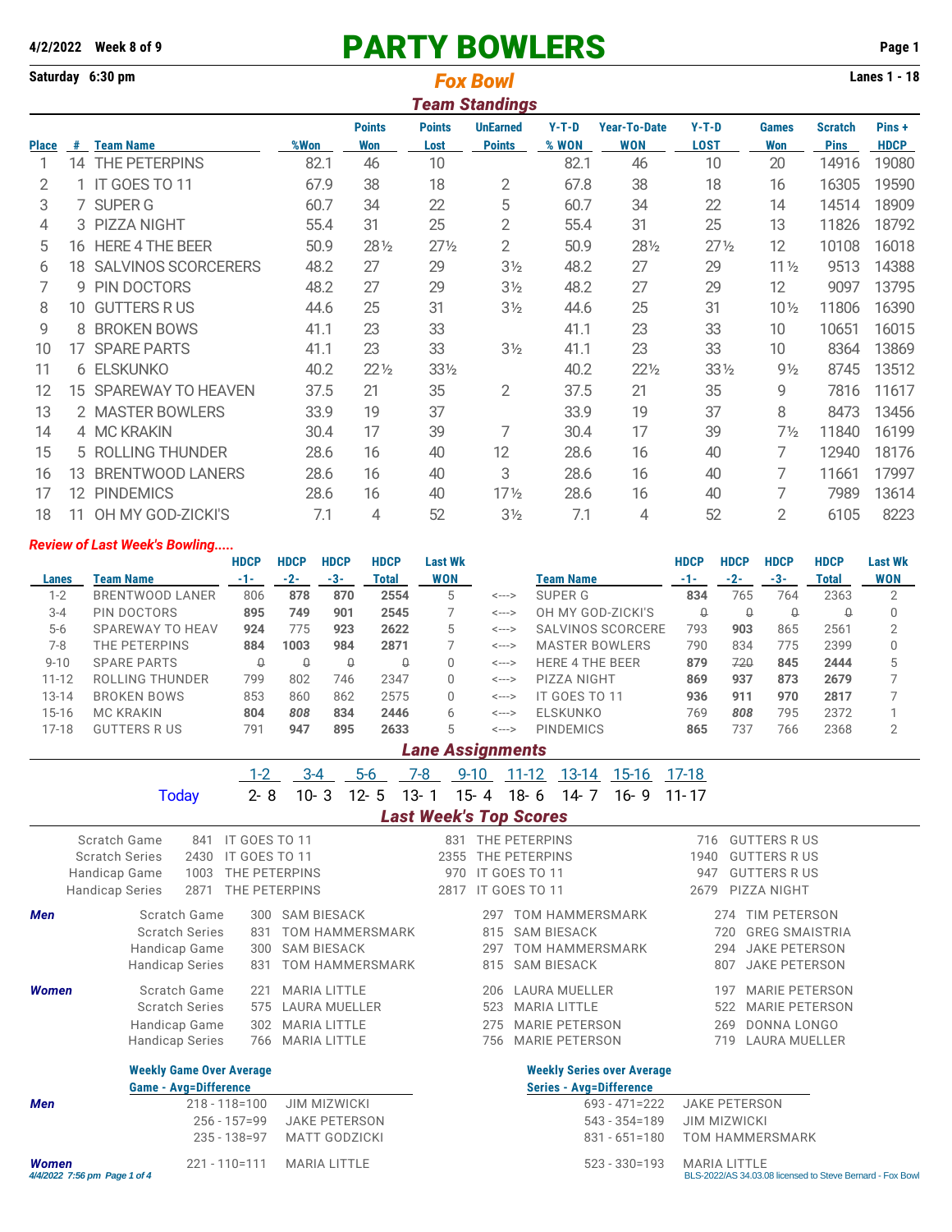**4/2/2022 Week 8 of 9**

# PARTY BOWLERS

**Saturday 6:30 pm**

## *Fox Bowl*

**Lanes 1 - 18**

### *Team Standings*

| Place | # | Team Name | %Won | Points Won | Points Lost | UnEarned Points | Y-T-D % WON | Year-To-Date WON | Y-T-D LOST | Games Won | Scratch Pins | Pins + HDCP |
|---|---|---|---|---|---|---|---|---|---|---|---|---|
| 1 | 14 | THE PETERPINS | 82.1 | 46 | 10 | | 82.1 | 46 | 10 | 20 | 14916 | 19080 |
| 2 | 1 | IT GOES TO 11 | 67.9 | 38 | 18 | 2 | 67.8 | 38 | 18 | 16 | 16305 | 19590 |
| 3 | 7 | SUPER G | 60.7 | 34 | 22 | 5 | 60.7 | 34 | 22 | 14 | 14514 | 18909 |
| 4 | 3 | PIZZA NIGHT | 55.4 | 31 | 25 | 2 | 55.4 | 31 | 25 | 13 | 11826 | 18792 |
| 5 | 16 | HERE 4 THE BEER | 50.9 | 28½ | 27½ | 2 | 50.9 | 28½ | 27½ | 12 | 10108 | 16018 |
| 6 | 18 | SALVINOS SCORCERERS | 48.2 | 27 | 29 | 3½ | 48.2 | 27 | 29 | 11½ | 9513 | 14388 |
| 7 | 9 | PIN DOCTORS | 48.2 | 27 | 29 | 3½ | 48.2 | 27 | 29 | 12 | 9097 | 13795 |
| 8 | 10 | GUTTERS R US | 44.6 | 25 | 31 | 3½ | 44.6 | 25 | 31 | 10½ | 11806 | 16390 |
| 9 | 8 | BROKEN BOWS | 41.1 | 23 | 33 | | 41.1 | 23 | 33 | 10 | 10651 | 16015 |
| 10 | 17 | SPARE PARTS | 41.1 | 23 | 33 | 3½ | 41.1 | 23 | 33 | 10 | 8364 | 13869 |
| 11 | 6 | ELSKUNKO | 40.2 | 22½ | 33½ | | 40.2 | 22½ | 33½ | 9½ | 8745 | 13512 |
| 12 | 15 | SPAREWAY TO HEAVEN | 37.5 | 21 | 35 | 2 | 37.5 | 21 | 35 | 9 | 7816 | 11617 |
| 13 | 2 | MASTER BOWLERS | 33.9 | 19 | 37 | | 33.9 | 19 | 37 | 8 | 8473 | 13456 |
| 14 | 4 | MC KRAKIN | 30.4 | 17 | 39 | 7 | 30.4 | 17 | 39 | 7½ | 11840 | 16199 |
| 15 | 5 | ROLLING THUNDER | 28.6 | 16 | 40 | 12 | 28.6 | 16 | 40 | 7 | 12940 | 18176 |
| 16 | 13 | BRENTWOOD LANERS | 28.6 | 16 | 40 | 3 | 28.6 | 16 | 40 | 7 | 11661 | 17997 |
| 17 | 12 | PINDEMICS | 28.6 | 16 | 40 | 17½ | 28.6 | 16 | 40 | 7 | 7989 | 13614 |
| 18 | 11 | OH MY GOD-ZICKI'S | 7.1 | 4 | 52 | 3½ | 7.1 | 4 | 52 | 2 | 6105 | 8223 |

***Review of Last Week's Bowling.....***

| Lanes | Team Name | HDCP -1- | HDCP -2- | HDCP -3- | HDCP Total | Last Wk WON | | Team Name | HDCP -1- | HDCP -2- | HDCP -3- | HDCP Total | Last Wk WON |
|---|---|---|---|---|---|---|---|---|---|---|---|---|---|
| 1-2 | BRENTWOOD LANER | 806 | **878** | **870** | **2554** | 5 | <---> | SUPER G | **834** | 765 | 764 | 2363 | 2 |
| 3-4 | PIN DOCTORS | **895** | **749** | **901** | **2545** | 7 | <---> | OH MY GOD-ZICKI'S | 0 | 0 | 0 | 0 | 0 |
| 5-6 | SPAREWAY TO HEAV | **924** | 775 | **923** | **2622** | 5 | <---> | SALVINOS SCORCERE | 793 | **903** | 865 | 2561 | 2 |
| 7-8 | THE PETERPINS | **884** | **1003** | **984** | **2871** | 7 | <---> | MASTER BOWLERS | 790 | 834 | 775 | 2399 | 0 |
| 9-10 | SPARE PARTS | 0 | 0 | 0 | 0 | 0 | <---> | HERE 4 THE BEER | **879** | 720 | **845** | **2444** | 5 |
| 11-12 | ROLLING THUNDER | 799 | 802 | 746 | 2347 | 0 | <---> | PIZZA NIGHT | **869** | **937** | **873** | **2679** | 7 |
| 13-14 | BROKEN BOWS | 853 | 860 | 862 | 2575 | 0 | <---> | IT GOES TO 11 | **936** | **911** | **970** | **2817** | 7 |
| 15-16 | MC KRAKIN | **804** | ***808*** | **834** | **2446** | 6 | <---> | ELSKUNKO | 769 | ***808*** | 795 | 2372 | 1 |
| 17-18 | GUTTERS R US | 791 | **947** | **895** | **2633** | 5 | <---> | PINDEMICS | **865** | 737 | 766 | 2368 | 2 |

### *Lane Assignments*

| | 1-2 | 3-4 | 5-6 | 7-8 | 9-10 | 11-12 | 13-14 | 15-16 | 17-18 |
|---|---|---|---|---|---|---|---|---|---|
| Today | 2- 8 | 10- 3 | 12- 5 | 13- 1 | 15- 4 | 18- 6 | 14- 7 | 16- 9 | 11- 17 |

### *Last Week's Top Scores*

| | | | | | | |
|---|---|---|---|---|---|---|
| Scratch Game | 841 | IT GOES TO 11 | 831 | THE PETERPINS | 716 | GUTTERS R US |
| Scratch Series | 2430 | IT GOES TO 11 | 2355 | THE PETERPINS | 1940 | GUTTERS R US |
| Handicap Game | 1003 | THE PETERPINS | 970 | IT GOES TO 11 | 947 | GUTTERS R US |
| Handicap Series | 2871 | THE PETERPINS | 2817 | IT GOES TO 11 | 2679 | PIZZA NIGHT |

***Men***

| | | | | | | |
|---|---|---|---|---|---|---|
| Scratch Game | 300 | SAM BIESACK | 297 | TOM HAMMERSMARK | 274 | TIM PETERSON |
| Scratch Series | 831 | TOM HAMMERSMARK | 815 | SAM BIESACK | 720 | GREG SMAISTRIA |
| Handicap Game | 300 | SAM BIESACK | 297 | TOM HAMMERSMARK | 294 | JAKE PETERSON |
| Handicap Series | 831 | TOM HAMMERSMARK | 815 | SAM BIESACK | 807 | JAKE PETERSON |

***Women***

| | | | | | | |
|---|---|---|---|---|---|---|
| Scratch Game | 221 | MARIA LITTLE | 206 | LAURA MUELLER | 197 | MARIE PETERSON |
| Scratch Series | 575 | LAURA MUELLER | 523 | MARIA LITTLE | 522 | MARIE PETERSON |
| Handicap Game | 302 | MARIA LITTLE | 275 | MARIE PETERSON | 269 | DONNA LONGO |
| Handicap Series | 766 | MARIA LITTLE | 756 | MARIE PETERSON | 719 | LAURA MUELLER |

**Weekly Game Over Average** — Game - Avg=Difference

**Weekly Series over Average** — Series - Avg=Difference

***Men***

| Game - Avg=Difference | | Series - Avg=Difference | |
|---|---|---|---|
| 218 - 118=100 | JIM MIZWICKI | 693 - 471=222 | JAKE PETERSON |
| 256 - 157=99 | JAKE PETERSON | 543 - 354=189 | JIM MIZWICKI |
| 235 - 138=97 | MATT GODZICKI | 831 - 651=180 | TOM HAMMERSMARK |

***Women***

| Game - Avg=Difference | | Series - Avg=Difference | |
|---|---|---|---|
| 221 - 110=111 | MARIA LITTLE | 523 - 330=193 | MARIA LITTLE |

*4/4/2022 7:56 pm*

BLS-2022/AS 34.03.08 licensed to Steve Bernard - Fox Bowl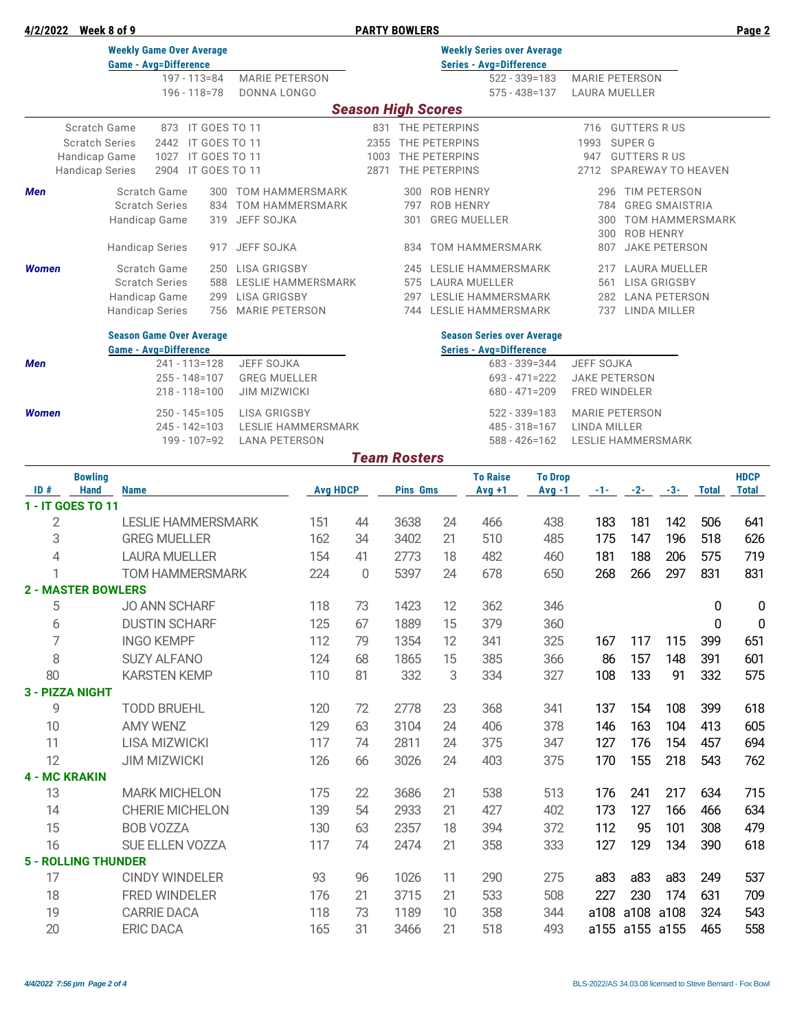**4/2/2022 Week 8 of 9** — **PARTY BOWLERS**

| Weekly Game Over Average<br>Game - Avg=Difference | | Weekly Series over Average<br>Series - Avg=Difference | |
|---|---|---|---|
| 197 - 113=84 | MARIE PETERSON | 522 - 339=183 | MARIE PETERSON |
| 196 - 118=78 | DONNA LONGO | 575 - 438=137 | LAURA MUELLER |

## *Season High Scores*

| | | | | | | |
|---|---|---|---|---|---|---|
| Scratch Game | 873 | IT GOES TO 11 | 831 | THE PETERPINS | 716 | GUTTERS R US |
| Scratch Series | 2442 | IT GOES TO 11 | 2355 | THE PETERPINS | 1993 | SUPER G |
| Handicap Game | 1027 | IT GOES TO 11 | 1003 | THE PETERPINS | 947 | GUTTERS R US |
| Handicap Series | 2904 | IT GOES TO 11 | 2871 | THE PETERPINS | 2712 | SPAREWAY TO HEAVEN |

| | | | | | | | |
|---|---|---|---|---|---|---|---|
| ***Men*** | Scratch Game | 300 | TOM HAMMERSMARK | 300 | ROB HENRY | 296 | TIM PETERSON |
| | Scratch Series | 834 | TOM HAMMERSMARK | 797 | ROB HENRY | 784 | GREG SMAISTRIA |
| | Handicap Game | 319 | JEFF SOJKA | 301 | GREG MUELLER | 300 | TOM HAMMERSMARK |
| | | | | | | 300 | ROB HENRY |
| | Handicap Series | 917 | JEFF SOJKA | 834 | TOM HAMMERSMARK | 807 | JAKE PETERSON |
| ***Women*** | Scratch Game | 250 | LISA GRIGSBY | 245 | LESLIE HAMMERSMARK | 217 | LAURA MUELLER |
| | Scratch Series | 588 | LESLIE HAMMERSMARK | 575 | LAURA MUELLER | 561 | LISA GRIGSBY |
| | Handicap Game | 299 | LISA GRIGSBY | 297 | LESLIE HAMMERSMARK | 282 | LANA PETERSON |
| | Handicap Series | 756 | MARIE PETERSON | 744 | LESLIE HAMMERSMARK | 737 | LINDA MILLER |

| | Season Game Over Average<br>Game - Avg=Difference | | Season Series over Average<br>Series - Avg=Difference | |
|---|---|---|---|---|
| ***Men*** | 241 - 113=128 | JEFF SOJKA | 683 - 339=344 | JEFF SOJKA |
| | 255 - 148=107 | GREG MUELLER | 693 - 471=222 | JAKE PETERSON |
| | 218 - 118=100 | JIM MIZWICKI | 680 - 471=209 | FRED WINDELER |
| ***Women*** | 250 - 145=105 | LISA GRIGSBY | 522 - 339=183 | MARIE PETERSON |
| | 245 - 142=103 | LESLIE HAMMERSMARK | 485 - 318=167 | LINDA MILLER |
| | 199 - 107=92 | LANA PETERSON | 588 - 426=162 | LESLIE HAMMERSMARK |

## *Team Rosters*

| ID # | Bowling Hand | Name | Avg | HDCP | Pins | Gms | To Raise Avg +1 | To Drop Avg -1 | -1- | -2- | -3- | Total | HDCP Total |
|---|---|---|---|---|---|---|---|---|---|---|---|---|---|
| **1 - IT GOES TO 11** | | | | | | | | | | | | | |
| 2 | | LESLIE HAMMERSMARK | 151 | 44 | 3638 | 24 | 466 | 438 | 183 | 181 | 142 | 506 | 641 |
| 3 | | GREG MUELLER | 162 | 34 | 3402 | 21 | 510 | 485 | 175 | 147 | 196 | 518 | 626 |
| 4 | | LAURA MUELLER | 154 | 41 | 2773 | 18 | 482 | 460 | 181 | 188 | 206 | 575 | 719 |
| 1 | | TOM HAMMERSMARK | 224 | 0 | 5397 | 24 | 678 | 650 | 268 | 266 | 297 | 831 | 831 |
| **2 - MASTER BOWLERS** | | | | | | | | | | | | | |
| 5 | | JO ANN SCHARF | 118 | 73 | 1423 | 12 | 362 | 346 | | | | 0 | 0 |
| 6 | | DUSTIN SCHARF | 125 | 67 | 1889 | 15 | 379 | 360 | | | | 0 | 0 |
| 7 | | INGO KEMPF | 112 | 79 | 1354 | 12 | 341 | 325 | 167 | 117 | 115 | 399 | 651 |
| 8 | | SUZY ALFANO | 124 | 68 | 1865 | 15 | 385 | 366 | 86 | 157 | 148 | 391 | 601 |
| 80 | | KARSTEN KEMP | 110 | 81 | 332 | 3 | 334 | 327 | 108 | 133 | 91 | 332 | 575 |
| **3 - PIZZA NIGHT** | | | | | | | | | | | | | |
| 9 | | TODD BRUEHL | 120 | 72 | 2778 | 23 | 368 | 341 | 137 | 154 | 108 | 399 | 618 |
| 10 | | AMY WENZ | 129 | 63 | 3104 | 24 | 406 | 378 | 146 | 163 | 104 | 413 | 605 |
| 11 | | LISA MIZWICKI | 117 | 74 | 2811 | 24 | 375 | 347 | 127 | 176 | 154 | 457 | 694 |
| 12 | | JIM MIZWICKI | 126 | 66 | 3026 | 24 | 403 | 375 | 170 | 155 | 218 | 543 | 762 |
| **4 - MC KRAKIN** | | | | | | | | | | | | | |
| 13 | | MARK MICHELON | 175 | 22 | 3686 | 21 | 538 | 513 | 176 | 241 | 217 | 634 | 715 |
| 14 | | CHERIE MICHELON | 139 | 54 | 2933 | 21 | 427 | 402 | 173 | 127 | 166 | 466 | 634 |
| 15 | | BOB VOZZA | 130 | 63 | 2357 | 18 | 394 | 372 | 112 | 95 | 101 | 308 | 479 |
| 16 | | SUE ELLEN VOZZA | 117 | 74 | 2474 | 21 | 358 | 333 | 127 | 129 | 134 | 390 | 618 |
| **5 - ROLLING THUNDER** | | | | | | | | | | | | | |
| 17 | | CINDY WINDELER | 93 | 96 | 1026 | 11 | 290 | 275 | a83 | a83 | a83 | 249 | 537 |
| 18 | | FRED WINDELER | 176 | 21 | 3715 | 21 | 533 | 508 | 227 | 230 | 174 | 631 | 709 |
| 19 | | CARRIE DACA | 118 | 73 | 1189 | 10 | 358 | 344 | a108 | a108 | a108 | 324 | 543 |
| 20 | | ERIC DACA | 165 | 31 | 3466 | 21 | 518 | 493 | a155 | a155 | a155 | 465 | 558 |

*4/4/2022 7:56 pm* BLS-2022/AS 34.03.08 licensed to Steve Bernard - Fox Bowl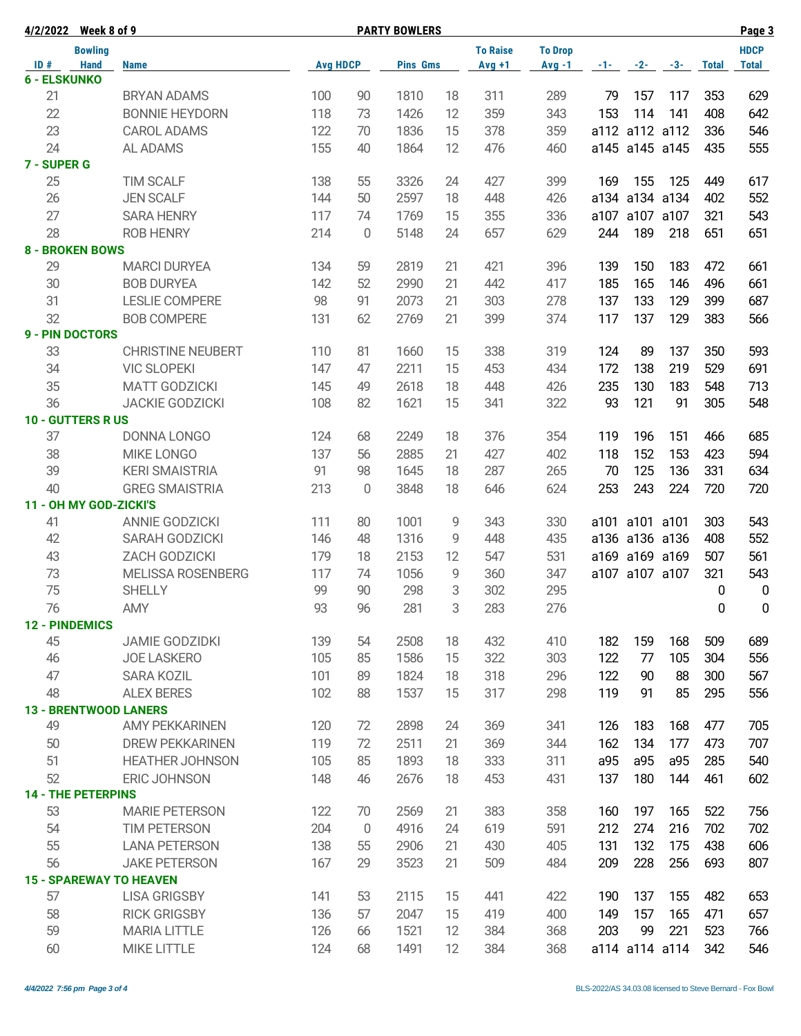**4/2/2022 Week 8 of 9** **PARTY BOWLERS**

| ID # | Bowling Hand | Name | Avg | HDCP | Pins | Gms | To Raise Avg +1 | To Drop Avg -1 | -1- | -2- | -3- | Total | HDCP Total |
|---|---|---|---|---|---|---|---|---|---|---|---|---|---|
| **6 - ELSKUNKO** | | | | | | | | | | | | | |
| 21 | | BRYAN ADAMS | 100 | 90 | 1810 | 18 | 311 | 289 | 79 | 157 | 117 | 353 | 629 |
| 22 | | BONNIE HEYDORN | 118 | 73 | 1426 | 12 | 359 | 343 | 153 | 114 | 141 | 408 | 642 |
| 23 | | CAROL ADAMS | 122 | 70 | 1836 | 15 | 378 | 359 | a112 | a112 | a112 | 336 | 546 |
| 24 | | AL ADAMS | 155 | 40 | 1864 | 12 | 476 | 460 | a145 | a145 | a145 | 435 | 555 |
| **7 - SUPER G** | | | | | | | | | | | | | |
| 25 | | TIM SCALF | 138 | 55 | 3326 | 24 | 427 | 399 | 169 | 155 | 125 | 449 | 617 |
| 26 | | JEN SCALF | 144 | 50 | 2597 | 18 | 448 | 426 | a134 | a134 | a134 | 402 | 552 |
| 27 | | SARA HENRY | 117 | 74 | 1769 | 15 | 355 | 336 | a107 | a107 | a107 | 321 | 543 |
| 28 | | ROB HENRY | 214 | 0 | 5148 | 24 | 657 | 629 | 244 | 189 | 218 | 651 | 651 |
| **8 - BROKEN BOWS** | | | | | | | | | | | | | |
| 29 | | MARCI DURYEA | 134 | 59 | 2819 | 21 | 421 | 396 | 139 | 150 | 183 | 472 | 661 |
| 30 | | BOB DURYEA | 142 | 52 | 2990 | 21 | 442 | 417 | 185 | 165 | 146 | 496 | 661 |
| 31 | | LESLIE COMPERE | 98 | 91 | 2073 | 21 | 303 | 278 | 137 | 133 | 129 | 399 | 687 |
| 32 | | BOB COMPERE | 131 | 62 | 2769 | 21 | 399 | 374 | 117 | 137 | 129 | 383 | 566 |
| **9 - PIN DOCTORS** | | | | | | | | | | | | | |
| 33 | | CHRISTINE NEUBERT | 110 | 81 | 1660 | 15 | 338 | 319 | 124 | 89 | 137 | 350 | 593 |
| 34 | | VIC SLOPEKI | 147 | 47 | 2211 | 15 | 453 | 434 | 172 | 138 | 219 | 529 | 691 |
| 35 | | MATT GODZICKI | 145 | 49 | 2618 | 18 | 448 | 426 | 235 | 130 | 183 | 548 | 713 |
| 36 | | JACKIE GODZICKI | 108 | 82 | 1621 | 15 | 341 | 322 | 93 | 121 | 91 | 305 | 548 |
| **10 - GUTTERS R US** | | | | | | | | | | | | | |
| 37 | | DONNA LONGO | 124 | 68 | 2249 | 18 | 376 | 354 | 119 | 196 | 151 | 466 | 685 |
| 38 | | MIKE LONGO | 137 | 56 | 2885 | 21 | 427 | 402 | 118 | 152 | 153 | 423 | 594 |
| 39 | | KERI SMAISTRIA | 91 | 98 | 1645 | 18 | 287 | 265 | 70 | 125 | 136 | 331 | 634 |
| 40 | | GREG SMAISTRIA | 213 | 0 | 3848 | 18 | 646 | 624 | 253 | 243 | 224 | 720 | 720 |
| **11 - OH MY GOD-ZICKI'S** | | | | | | | | | | | | | |
| 41 | | ANNIE GODZICKI | 111 | 80 | 1001 | 9 | 343 | 330 | a101 | a101 | a101 | 303 | 543 |
| 42 | | SARAH GODZICKI | 146 | 48 | 1316 | 9 | 448 | 435 | a136 | a136 | a136 | 408 | 552 |
| 43 | | ZACH GODZICKI | 179 | 18 | 2153 | 12 | 547 | 531 | a169 | a169 | a169 | 507 | 561 |
| 73 | | MELISSA ROSENBERG | 117 | 74 | 1056 | 9 | 360 | 347 | a107 | a107 | a107 | 321 | 543 |
| 75 | | SHELLY | 99 | 90 | 298 | 3 | 302 | 295 | | | | 0 | 0 |
| 76 | | AMY | 93 | 96 | 281 | 3 | 283 | 276 | | | | 0 | 0 |
| **12 - PINDEMICS** | | | | | | | | | | | | | |
| 45 | | JAMIE GODZIDKI | 139 | 54 | 2508 | 18 | 432 | 410 | 182 | 159 | 168 | 509 | 689 |
| 46 | | JOE LASKERO | 105 | 85 | 1586 | 15 | 322 | 303 | 122 | 77 | 105 | 304 | 556 |
| 47 | | SARA KOZIL | 101 | 89 | 1824 | 18 | 318 | 296 | 122 | 90 | 88 | 300 | 567 |
| 48 | | ALEX BERES | 102 | 88 | 1537 | 15 | 317 | 298 | 119 | 91 | 85 | 295 | 556 |
| **13 - BRENTWOOD LANERS** | | | | | | | | | | | | | |
| 49 | | AMY PEKKARINEN | 120 | 72 | 2898 | 24 | 369 | 341 | 126 | 183 | 168 | 477 | 705 |
| 50 | | DREW PEKKARINEN | 119 | 72 | 2511 | 21 | 369 | 344 | 162 | 134 | 177 | 473 | 707 |
| 51 | | HEATHER JOHNSON | 105 | 85 | 1893 | 18 | 333 | 311 | a95 | a95 | a95 | 285 | 540 |
| 52 | | ERIC JOHNSON | 148 | 46 | 2676 | 18 | 453 | 431 | 137 | 180 | 144 | 461 | 602 |
| **14 - THE PETERPINS** | | | | | | | | | | | | | |
| 53 | | MARIE PETERSON | 122 | 70 | 2569 | 21 | 383 | 358 | 160 | 197 | 165 | 522 | 756 |
| 54 | | TIM PETERSON | 204 | 0 | 4916 | 24 | 619 | 591 | 212 | 274 | 216 | 702 | 702 |
| 55 | | LANA PETERSON | 138 | 55 | 2906 | 21 | 430 | 405 | 131 | 132 | 175 | 438 | 606 |
| 56 | | JAKE PETERSON | 167 | 29 | 3523 | 21 | 509 | 484 | 209 | 228 | 256 | 693 | 807 |
| **15 - SPAREWAY TO HEAVEN** | | | | | | | | | | | | | |
| 57 | | LISA GRIGSBY | 141 | 53 | 2115 | 15 | 441 | 422 | 190 | 137 | 155 | 482 | 653 |
| 58 | | RICK GRIGSBY | 136 | 57 | 2047 | 15 | 419 | 400 | 149 | 157 | 165 | 471 | 657 |
| 59 | | MARIA LITTLE | 126 | 66 | 1521 | 12 | 384 | 368 | 203 | 99 | 221 | 523 | 766 |
| 60 | | MIKE LITTLE | 124 | 68 | 1491 | 12 | 384 | 368 | a114 | a114 | a114 | 342 | 546 |

*4/4/2022 7:56 pm* BLS-2022/AS 34.03.08 licensed to Steve Bernard - Fox Bowl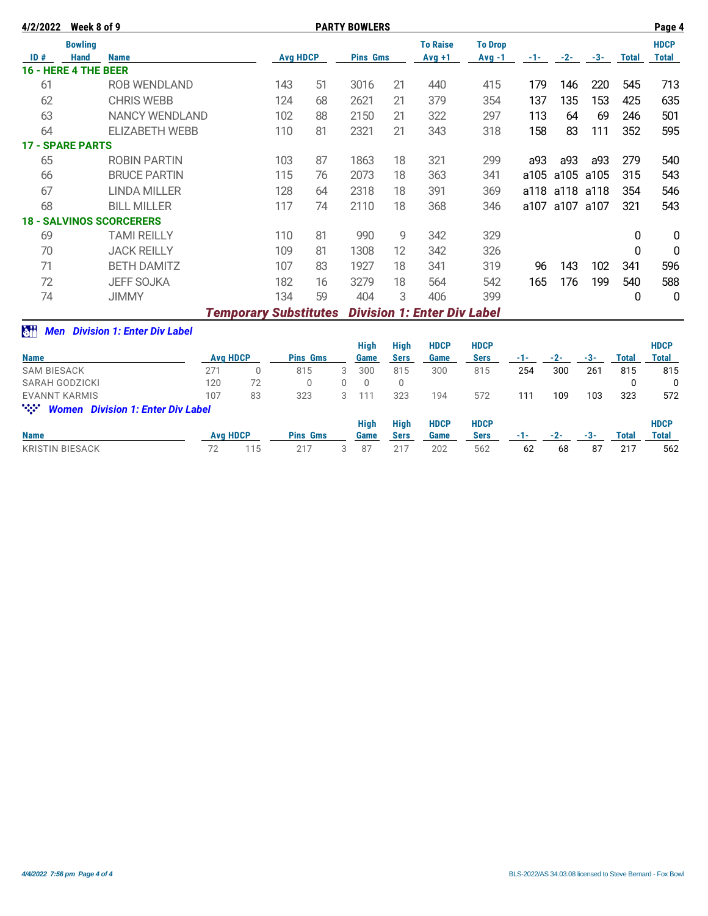**4/2/2022 Week 8 of 9** **PARTY BOWLERS**

| ID # | Bowling Hand | Name | Avg | HDCP | Pins | Gms | To Raise Avg +1 | To Drop Avg -1 | -1- | -2- | -3- | Total | HDCP Total |
|---|---|---|---|---|---|---|---|---|---|---|---|---|---|
| **16 - HERE 4 THE BEER** | | | | | | | | | | | | | |
| 61 | | ROB WENDLAND | 143 | 51 | 3016 | 21 | 440 | 415 | 179 | 146 | 220 | 545 | 713 |
| 62 | | CHRIS WEBB | 124 | 68 | 2621 | 21 | 379 | 354 | 137 | 135 | 153 | 425 | 635 |
| 63 | | NANCY WENDLAND | 102 | 88 | 2150 | 21 | 322 | 297 | 113 | 64 | 69 | 246 | 501 |
| 64 | | ELIZABETH WEBB | 110 | 81 | 2321 | 21 | 343 | 318 | 158 | 83 | 111 | 352 | 595 |
| **17 - SPARE PARTS** | | | | | | | | | | | | | |
| 65 | | ROBIN PARTIN | 103 | 87 | 1863 | 18 | 321 | 299 | a93 | a93 | a93 | 279 | 540 |
| 66 | | BRUCE PARTIN | 115 | 76 | 2073 | 18 | 363 | 341 | a105 | a105 | a105 | 315 | 543 |
| 67 | | LINDA MILLER | 128 | 64 | 2318 | 18 | 391 | 369 | a118 | a118 | a118 | 354 | 546 |
| 68 | | BILL MILLER | 117 | 74 | 2110 | 18 | 368 | 346 | a107 | a107 | a107 | 321 | 543 |
| **18 - SALVINOS SCORCERERS** | | | | | | | | | | | | | |
| 69 | | TAMI REILLY | 110 | 81 | 990 | 9 | 342 | 329 | | | | 0 | 0 |
| 70 | | JACK REILLY | 109 | 81 | 1308 | 12 | 342 | 326 | | | | 0 | 0 |
| 71 | | BETH DAMITZ | 107 | 83 | 1927 | 18 | 341 | 319 | 96 | 143 | 102 | 341 | 596 |
| 72 | | JEFF SOJKA | 182 | 16 | 3279 | 18 | 564 | 542 | 165 | 176 | 199 | 540 | 588 |
| 74 | | JIMMY | 134 | 59 | 404 | 3 | 406 | 399 | | | | 0 | 0 |

***Temporary Substitutes Division 1: Enter Div Label***

***Men Division 1: Enter Div Label***

| Name | Avg | HDCP | Pins | Gms | High Game | High Sers | HDCP Game | HDCP Sers | -1- | -2- | -3- | Total | HDCP Total |
|---|---|---|---|---|---|---|---|---|---|---|---|---|---|
| SAM BIESACK | 271 | 0 | 815 | 3 | 300 | 815 | 300 | 815 | 254 | 300 | 261 | 815 | 815 |
| SARAH GODZICKI | 120 | 72 | 0 | 0 | 0 | 0 | | | | | | 0 | 0 |
| EVANNT KARMIS | 107 | 83 | 323 | 3 | 111 | 323 | 194 | 572 | 111 | 109 | 103 | 323 | 572 |

***Women Division 1: Enter Div Label***

| Name | Avg | HDCP | Pins | Gms | High Game | High Sers | HDCP Game | HDCP Sers | -1- | -2- | -3- | Total | HDCP Total |
|---|---|---|---|---|---|---|---|---|---|---|---|---|---|
| KRISTIN BIESACK | 72 | 115 | 217 | 3 | 87 | 217 | 202 | 562 | 62 | 68 | 87 | 217 | 562 |

*4/4/2022 7:56 pm*

BLS-2022/AS 34.03.08 licensed to Steve Bernard - Fox Bowl